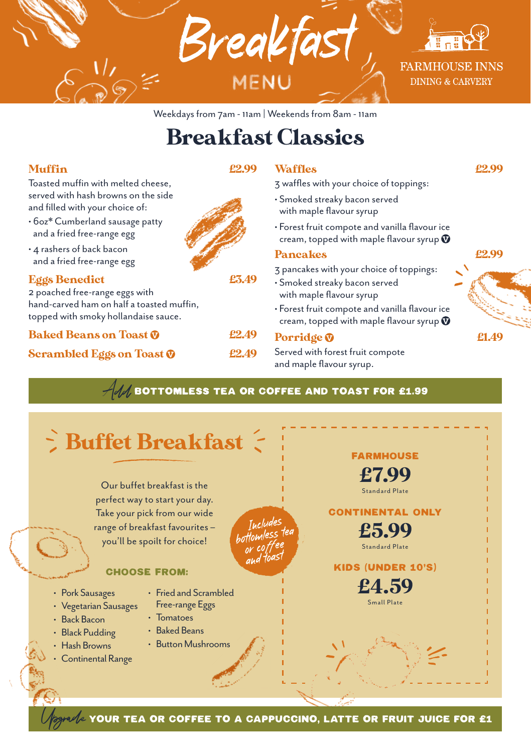# Breakfast MENU

FARMHOUSE INNS
DINING & CARVERY

Weekdays from 7am - 11am | Weekends from 8am - 11am

## Breakfast Classics

### Muffin — £2.99

Toasted muffin with melted cheese, served with hash browns on the side and filled with your choice of:

- 6oz* Cumberland sausage patty and a fried free-range egg
- 4 rashers of back bacon and a fried free-range egg

### Eggs Benedict — £3.49

2 poached free-range eggs with hand-carved ham on half a toasted muffin, topped with smoky hollandaise sauce.

### Baked Beans on Toast (V) — £2.49

### Scrambled Eggs on Toast (V) — £2.49

### Waffles — £2.99

3 waffles with your choice of toppings:

- Smoked streaky bacon served with maple flavour syrup
- Forest fruit compote and vanilla flavour ice cream, topped with maple flavour syrup (V)

### Pancakes — £2.99

3 pancakes with your choice of toppings:

- Smoked streaky bacon served with maple flavour syrup
- Forest fruit compote and vanilla flavour ice cream, topped with maple flavour syrup (V)

### Porridge (V) — £1.49

Served with forest fruit compote and maple flavour syrup.

*Add* **BOTTOMLESS TEA OR COFFEE AND TOAST FOR £1.99**

## Buffet Breakfast

Our buffet breakfast is the perfect way to start your day. Take your pick from our wide range of breakfast favourites – you'll be spoilt for choice!

*Includes bottomless tea or coffee and toast*

**CHOOSE FROM:**

- Pork Sausages
- Vegetarian Sausages
- Back Bacon
- Black Pudding
- Hash Browns
- Continental Range
- Fried and Scrambled Free-range Eggs
- Tomatoes
- Baked Beans
- Button Mushrooms

**FARMHOUSE**
**£7.99**
Standard Plate

**CONTINENTAL ONLY**
**£5.99**
Standard Plate

**KIDS (UNDER 10'S)**
**£4.59**
Small Plate

*Upgrade* **YOUR TEA OR COFFEE TO A CAPPUCCINO, LATTE OR FRUIT JUICE FOR £1**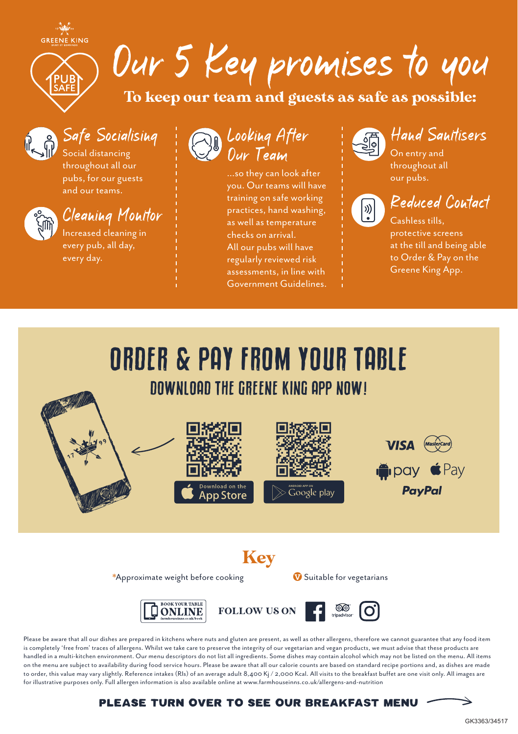GREENE KING

PUB SAFE

# Our 5 Key promises to you

**To keep our team and guests as safe as possible:**

## Safe Socialising

Social distancing throughout all our pubs, for our guests and our teams.

## Cleaning Monitor

Increased cleaning in every pub, all day, every day.

## Looking After Our Team

...so they can look after you. Our teams will have training on safe working practices, hand washing, as well as temperature checks on arrival.

All our pubs will have regularly reviewed risk assessments, in line with Government Guidelines.

## Hand Sanitisers

On entry and throughout all our pubs.

## Reduced Contact

Cashless tills, protective screens at the till and being able to Order & Pay on the Greene King App.

# ORDER & PAY FROM YOUR TABLE

## DOWNLOAD THE GREENE KING APP NOW!

Download on the App Store

ANDROID APP ON Google play

VISA MasterCard

pay Pay

PayPal

## Key

*Approximate weight before cooking

V Suitable for vegetarians

BOOK YOUR TABLE ONLINE farmhouseinns.co.uk/book

**FOLLOW US ON**

Please be aware that all our dishes are prepared in kitchens where nuts and gluten are present, as well as other allergens, therefore we cannot guarantee that any food item is completely 'free from' traces of allergens. Whilst we take care to preserve the integrity of our vegetarian and vegan products, we must advise that these products are handled in a multi-kitchen environment. Our menu descriptors do not list all ingredients. Some dishes may contain alcohol which may not be listed on the menu. All items on the menu are subject to availability during food service hours. Please be aware that all our calorie counts are based on standard recipe portions and, as dishes are made to order, this value may vary slightly. Reference intakes (RIs) of an average adult 8,400 Kj / 2,000 Kcal. All visits to the breakfast buffet are one visit only. All images are for illustrative purposes only. Full allergen information is also available online at www.farmhouseinns.co.uk/allergens-and-nutrition

**PLEASE TURN OVER TO SEE OUR BREAKFAST MENU**

GK3363/34517